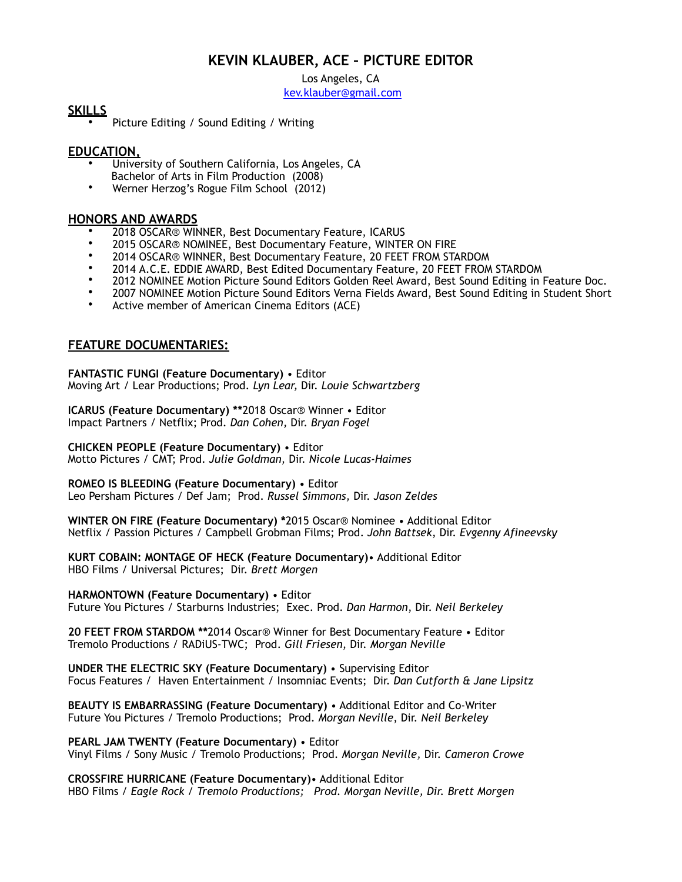# KEVIN KLAUBER, ACE – PICTURE EDITOR

Los Angeles, CA
kev.klauber@gmail.com

## SKILLS

- Picture Editing / Sound Editing / Writing

## EDUCATION,

- University of Southern California, Los Angeles, CA
  Bachelor of Arts in Film Production (2008)
- Werner Herzog's Rogue Film School (2012)

## HONORS AND AWARDS

- 2018 OSCAR® WINNER, Best Documentary Feature, ICARUS
- 2015 OSCAR® NOMINEE, Best Documentary Feature, WINTER ON FIRE
- 2014 OSCAR® WINNER, Best Documentary Feature, 20 FEET FROM STARDOM
- 2014 A.C.E. EDDIE AWARD, Best Edited Documentary Feature, 20 FEET FROM STARDOM
- 2012 NOMINEE Motion Picture Sound Editors Golden Reel Award, Best Sound Editing in Feature Doc.
- 2007 NOMINEE Motion Picture Sound Editors Verna Fields Award, Best Sound Editing in Student Short
- Active member of American Cinema Editors (ACE)

## FEATURE DOCUMENTARIES:

**FANTASTIC FUNGI (Feature Documentary)** • Editor
Moving Art / Lear Productions; Prod. *Lyn Lear,* Dir. *Louie Schwartzberg*

**ICARUS (Feature Documentary) ****2018 Oscar® Winner • Editor
Impact Partners / Netflix; Prod. *Dan Cohen,* Dir. *Bryan Fogel*

**CHICKEN PEOPLE (Feature Documentary)** • Editor
Motto Pictures / CMT; Prod. *Julie Goldman,* Dir. *Nicole Lucas-Haimes*

**ROMEO IS BLEEDING (Feature Documentary)** • Editor
Leo Persham Pictures / Def Jam; Prod. *Russel Simmons,* Dir. *Jason Zeldes*

**WINTER ON FIRE (Feature Documentary) ***2015 Oscar® Nominee • Additional Editor
Netflix / Passion Pictures / Campbell Grobman Films; Prod. *John Battsek*, Dir. *Evgenny Afineevsky*

**KURT COBAIN: MONTAGE OF HECK (Feature Documentary)**• Additional Editor
HBO Films / Universal Pictures; Dir. *Brett Morgen*

**HARMONTOWN (Feature Documentary)** • Editor
Future You Pictures / Starburns Industries; Exec. Prod. *Dan Harmon*, Dir. *Neil Berkeley*

**20 FEET FROM STARDOM ****2014 Oscar® Winner for Best Documentary Feature • Editor
Tremolo Productions / RADiUS-TWC; Prod. *Gill Friesen,* Dir. *Morgan Neville*

**UNDER THE ELECTRIC SKY (Feature Documentary)** • Supervising Editor
Focus Features / Haven Entertainment / Insomniac Events; Dir. *Dan Cutforth & Jane Lipsitz*

**BEAUTY IS EMBARRASSING (Feature Documentary)** • Additional Editor and Co-Writer
Future You Pictures / Tremolo Productions; Prod. *Morgan Neville*, Dir. *Neil Berkeley*

**PEARL JAM TWENTY (Feature Documentary)** • Editor
Vinyl Films / Sony Music / Tremolo Productions; Prod. *Morgan Neville,* Dir. *Cameron Crowe*

**CROSSFIRE HURRICANE (Feature Documentary)**• Additional Editor
HBO Films / *Eagle Rock* / *Tremolo Productions; Prod. Morgan Neville, Dir. Brett Morgen*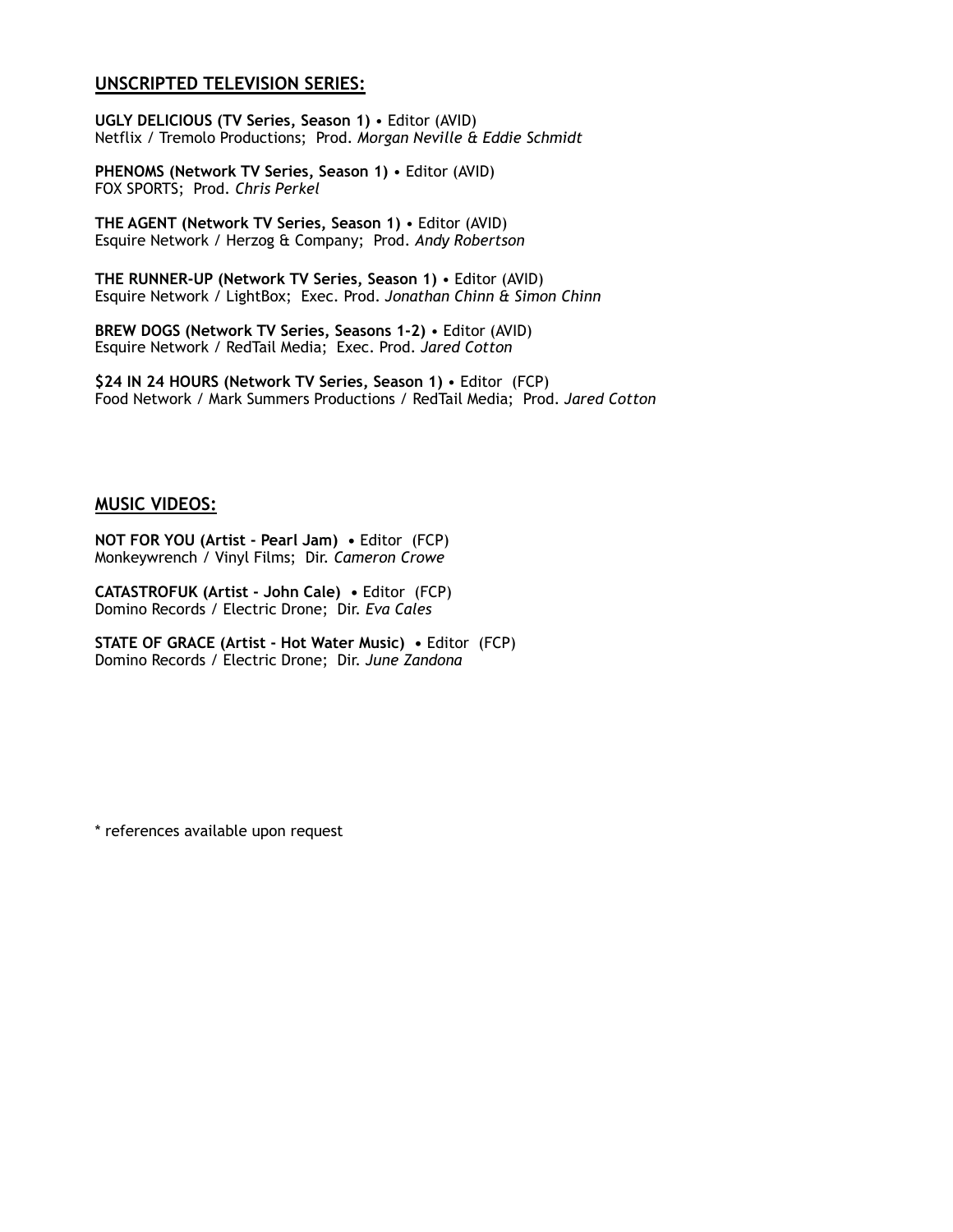## UNSCRIPTED TELEVISION SERIES:

**UGLY DELICIOUS (TV Series, Season 1)** • Editor (AVID)
Netflix / Tremolo Productions; Prod. *Morgan Neville & Eddie Schmidt*

**PHENOMS (Network TV Series, Season 1)** • Editor (AVID)
FOX SPORTS; Prod. *Chris Perkel*

**THE AGENT (Network TV Series, Season 1)** • Editor (AVID)
Esquire Network / Herzog & Company; Prod. *Andy Robertson*

**THE RUNNER-UP (Network TV Series, Season 1)** • Editor (AVID)
Esquire Network / LightBox; Exec. Prod. *Jonathan Chinn & Simon Chinn*

**BREW DOGS (Network TV Series, Seasons 1-2)** • Editor (AVID)
Esquire Network / RedTail Media; Exec. Prod. *Jared Cotton*

**$24 IN 24 HOURS (Network TV Series, Season 1)** • Editor (FCP)
Food Network / Mark Summers Productions / RedTail Media; Prod. *Jared Cotton*

## MUSIC VIDEOS:

**NOT FOR YOU (Artist - Pearl Jam)** • Editor (FCP)
Monkeywrench / Vinyl Films; Dir. *Cameron Crowe*

**CATASTROFUK (Artist - John Cale)** • Editor (FCP)
Domino Records / Electric Drone; Dir. *Eva Cales*

**STATE OF GRACE (Artist - Hot Water Music)** • Editor (FCP)
Domino Records / Electric Drone; Dir. *June Zandona*

* references available upon request